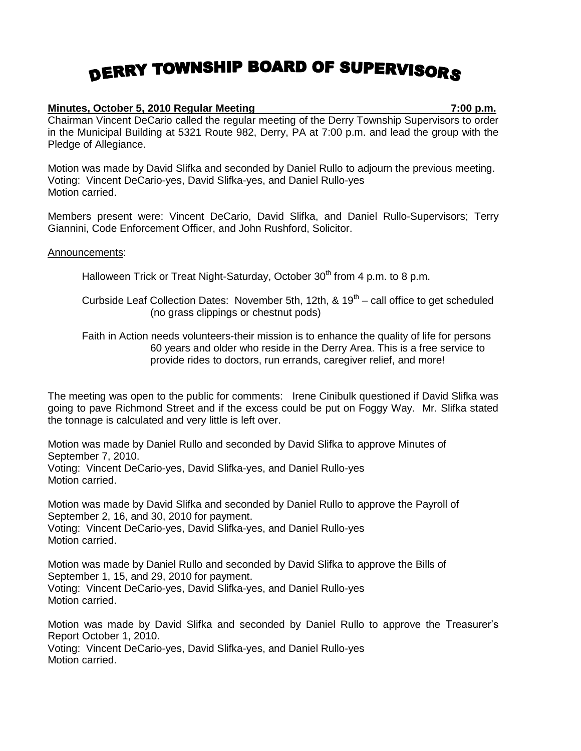# DERRY TOWNSHIP BOARD OF SUPERVISORS

**Minutes, October 5, 2010 Regular Meeting 7:00 p.m.**

Chairman Vincent DeCario called the regular meeting of the Derry Township Supervisors to order in the Municipal Building at 5321 Route 982, Derry, PA at 7:00 p.m. and lead the group with the Pledge of Allegiance.

Motion was made by David Slifka and seconded by Daniel Rullo to adjourn the previous meeting.
Voting: Vincent DeCario-yes, David Slifka-yes, and Daniel Rullo-yes
Motion carried.

Members present were: Vincent DeCario, David Slifka, and Daniel Rullo-Supervisors; Terry Giannini, Code Enforcement Officer, and John Rushford, Solicitor.

Announcements:

Halloween Trick or Treat Night-Saturday, October 30th from 4 p.m. to 8 p.m.

Curbside Leaf Collection Dates: November 5th, 12th, & 19th – call office to get scheduled (no grass clippings or chestnut pods)

Faith in Action needs volunteers-their mission is to enhance the quality of life for persons 60 years and older who reside in the Derry Area. This is a free service to provide rides to doctors, run errands, caregiver relief, and more!

The meeting was open to the public for comments: Irene Cinibulk questioned if David Slifka was going to pave Richmond Street and if the excess could be put on Foggy Way. Mr. Slifka stated the tonnage is calculated and very little is left over.

Motion was made by Daniel Rullo and seconded by David Slifka to approve Minutes of September 7, 2010.
Voting: Vincent DeCario-yes, David Slifka-yes, and Daniel Rullo-yes
Motion carried.

Motion was made by David Slifka and seconded by Daniel Rullo to approve the Payroll of September 2, 16, and 30, 2010 for payment.
Voting: Vincent DeCario-yes, David Slifka-yes, and Daniel Rullo-yes
Motion carried.

Motion was made by Daniel Rullo and seconded by David Slifka to approve the Bills of September 1, 15, and 29, 2010 for payment.
Voting: Vincent DeCario-yes, David Slifka-yes, and Daniel Rullo-yes
Motion carried.

Motion was made by David Slifka and seconded by Daniel Rullo to approve the Treasurer's Report October 1, 2010.
Voting: Vincent DeCario-yes, David Slifka-yes, and Daniel Rullo-yes
Motion carried.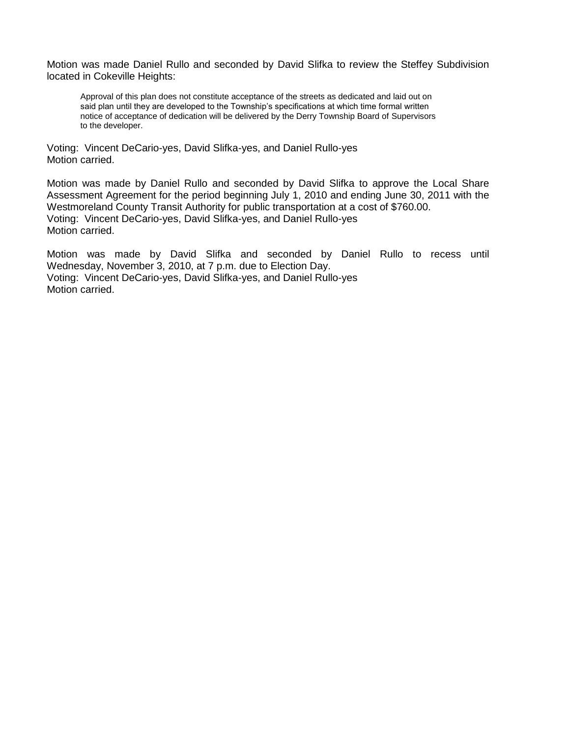Motion was made Daniel Rullo and seconded by David Slifka to review the Steffey Subdivision located in Cokeville Heights:

> Approval of this plan does not constitute acceptance of the streets as dedicated and laid out on said plan until they are developed to the Township's specifications at which time formal written notice of acceptance of dedication will be delivered by the Derry Township Board of Supervisors to the developer.

Voting: Vincent DeCario-yes, David Slifka-yes, and Daniel Rullo-yes
Motion carried.

Motion was made by Daniel Rullo and seconded by David Slifka to approve the Local Share Assessment Agreement for the period beginning July 1, 2010 and ending June 30, 2011 with the Westmoreland County Transit Authority for public transportation at a cost of $760.00.
Voting: Vincent DeCario-yes, David Slifka-yes, and Daniel Rullo-yes
Motion carried.

Motion was made by David Slifka and seconded by Daniel Rullo to recess until Wednesday, November 3, 2010, at 7 p.m. due to Election Day.
Voting: Vincent DeCario-yes, David Slifka-yes, and Daniel Rullo-yes
Motion carried.